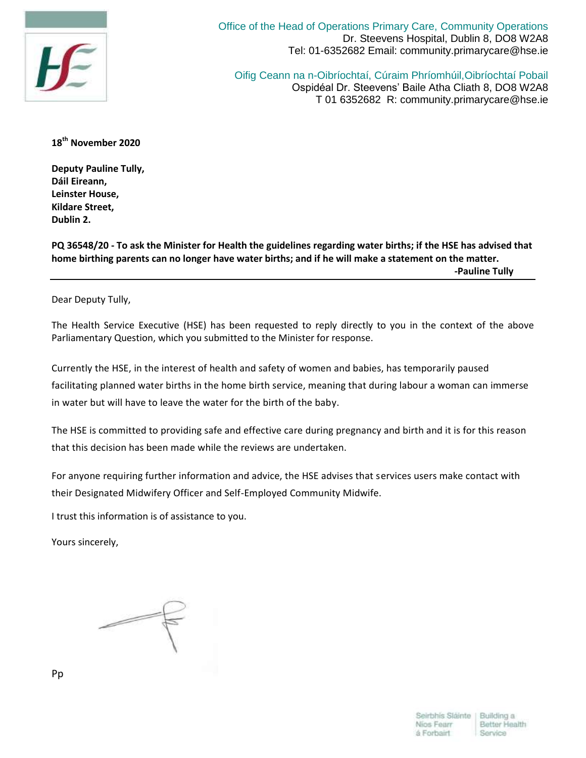Office of the Head of Operations Primary Care, Community Operations
Dr. Steevens Hospital, Dublin 8, DO8 W2A8
Tel: 01-6352682 Email: community.primarycare@hse.ie

Oifig Ceann na n-Oibríochtaí, Cúraim Phríomhúil,Oibríochtaí Pobail
Ospidéal Dr. Steevens' Baile Atha Cliath 8, DO8 W2A8
T 01 6352682 R: community.primarycare@hse.ie

**18th November 2020**

**Deputy Pauline Tully,**
**Dáil Eireann,**
**Leinster House,**
**Kildare Street,**
**Dublin 2.**

**PQ 36548/20 - To ask the Minister for Health the guidelines regarding water births; if the HSE has advised that home birthing parents can no longer have water births; and if he will make a statement on the matter.**
**-Pauline Tully**

---

Dear Deputy Tully,

The Health Service Executive (HSE) has been requested to reply directly to you in the context of the above Parliamentary Question, which you submitted to the Minister for response.

Currently the HSE, in the interest of health and safety of women and babies, has temporarily paused facilitating planned water births in the home birth service, meaning that during labour a woman can immerse in water but will have to leave the water for the birth of the baby.

The HSE is committed to providing safe and effective care during pregnancy and birth and it is for this reason that this decision has been made while the reviews are undertaken.

For anyone requiring further information and advice, the HSE advises that services users make contact with their Designated Midwifery Officer and Self-Employed Community Midwife.

I trust this information is of assistance to you.

Yours sincerely,

Pp

Seirbhís Sláinte Níos Fearr á Forbairt | Building a Better Health Service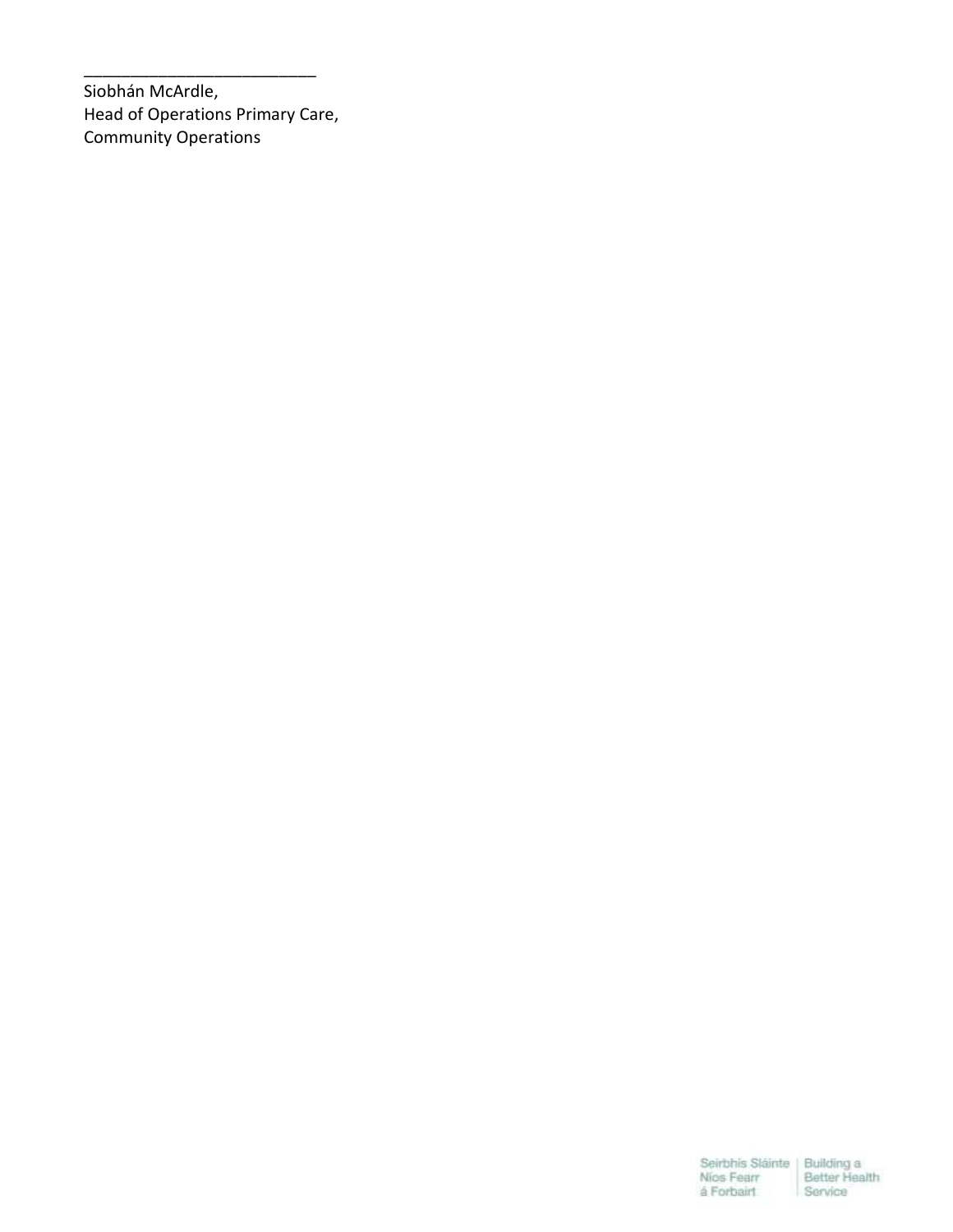_________________________
Siobhán McArdle,
Head of Operations Primary Care,
Community Operations